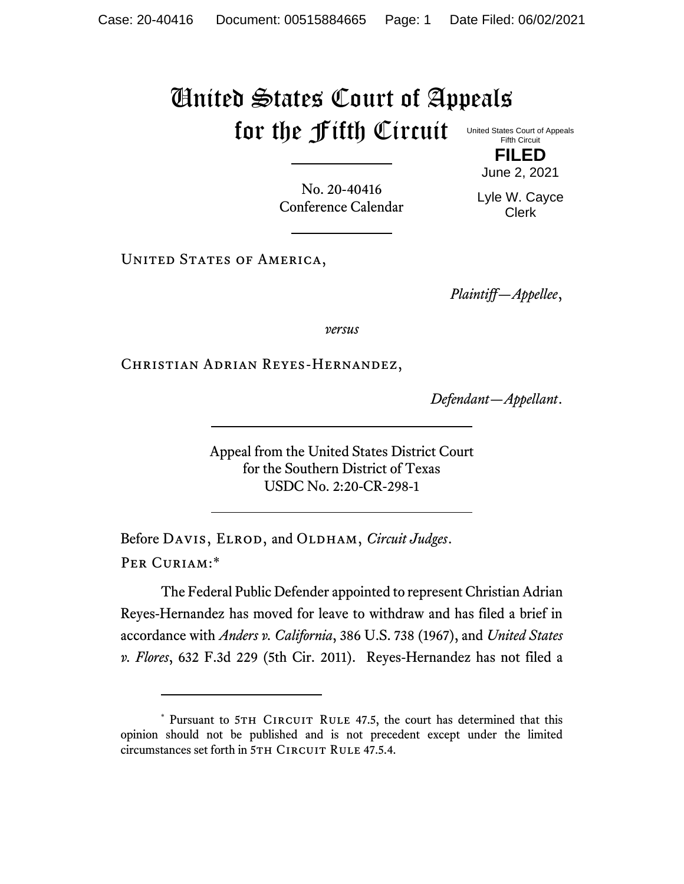# United States Court of Appeals for the Fifth Circuit

United States Court of Appeals
Fifth Circuit

**FILED**

June 2, 2021

Lyle W. Cayce
Clerk

No. 20-40416
Conference Calendar

United States of America,

*Plaintiff—Appellee*,

*versus*

Christian Adrian Reyes-Hernandez,

*Defendant—Appellant*.

Appeal from the United States District Court
for the Southern District of Texas
USDC No. 2:20-CR-298-1

Before Davis, Elrod, and Oldham, *Circuit Judges*.

Per Curiam:*

The Federal Public Defender appointed to represent Christian Adrian Reyes-Hernandez has moved for leave to withdraw and has filed a brief in accordance with *Anders v. California*, 386 U.S. 738 (1967), and *United States v. Flores*, 632 F.3d 229 (5th Cir. 2011). Reyes-Hernandez has not filed a

---

* Pursuant to 5th Circuit Rule 47.5, the court has determined that this opinion should not be published and is not precedent except under the limited circumstances set forth in 5th Circuit Rule 47.5.4.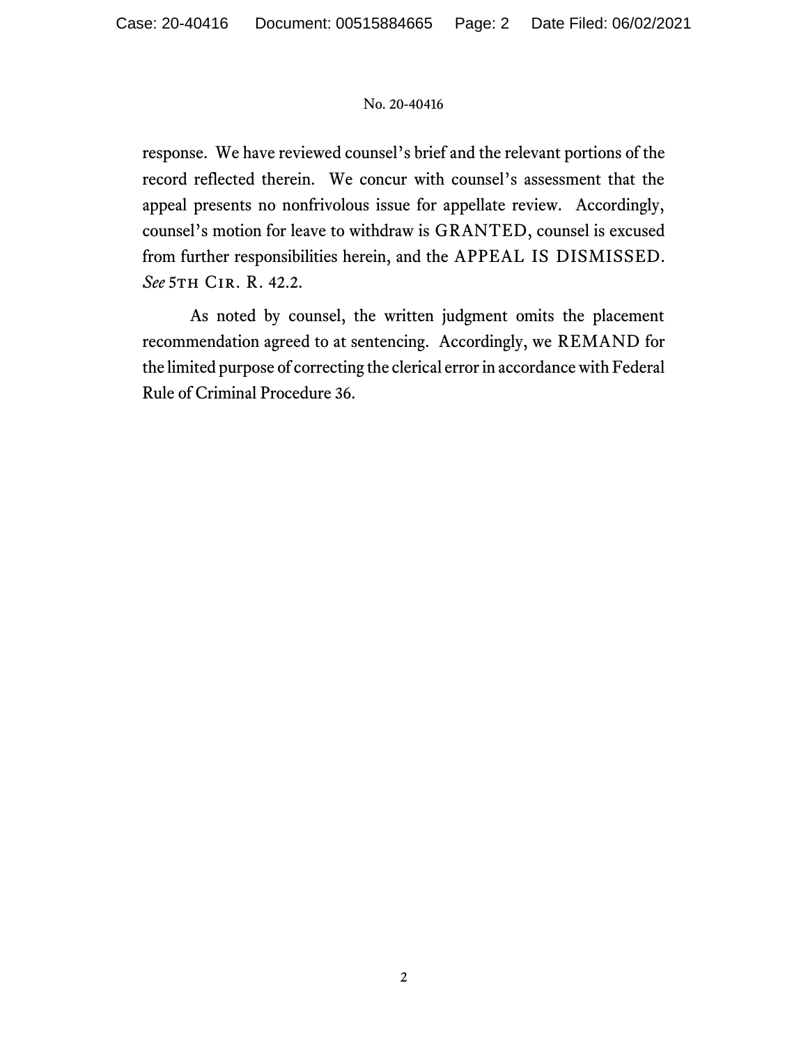response. We have reviewed counsel's brief and the relevant portions of the record reflected therein. We concur with counsel's assessment that the appeal presents no nonfrivolous issue for appellate review. Accordingly, counsel's motion for leave to withdraw is GRANTED, counsel is excused from further responsibilities herein, and the APPEAL IS DISMISSED. *See* 5TH CIR. R. 42.2.

As noted by counsel, the written judgment omits the placement recommendation agreed to at sentencing. Accordingly, we REMAND for the limited purpose of correcting the clerical error in accordance with Federal Rule of Criminal Procedure 36.